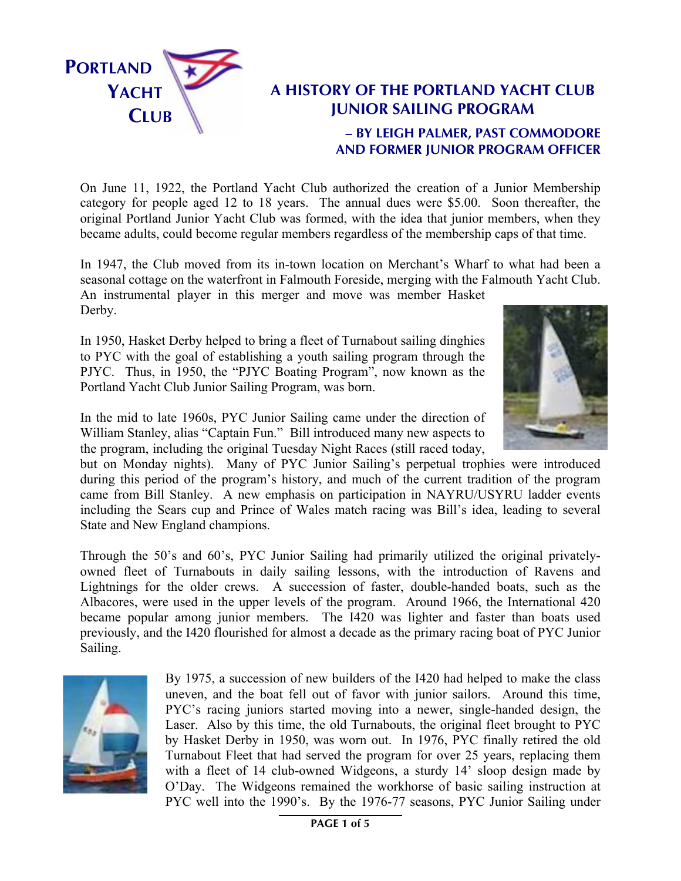# A HISTORY OF THE PORTLAND YACHT CLUB JUNIOR SAILING PROGRAM

### – BY LEIGH PALMER, PAST COMMODORE AND FORMER JUNIOR PROGRAM OFFICER

On June 11, 1922, the Portland Yacht Club authorized the creation of a Junior Membership category for people aged 12 to 18 years. The annual dues were $5.00. Soon thereafter, the original Portland Junior Yacht Club was formed, with the idea that junior members, when they became adults, could become regular members regardless of the membership caps of that time.

In 1947, the Club moved from its in-town location on Merchant's Wharf to what had been a seasonal cottage on the waterfront in Falmouth Foreside, merging with the Falmouth Yacht Club. An instrumental player in this merger and move was member Hasket Derby.

In 1950, Hasket Derby helped to bring a fleet of Turnabout sailing dinghies to PYC with the goal of establishing a youth sailing program through the PJYC. Thus, in 1950, the "PJYC Boating Program", now known as the Portland Yacht Club Junior Sailing Program, was born.

In the mid to late 1960s, PYC Junior Sailing came under the direction of William Stanley, alias "Captain Fun." Bill introduced many new aspects to the program, including the original Tuesday Night Races (still raced today, but on Monday nights). Many of PYC Junior Sailing's perpetual trophies were introduced during this period of the program's history, and much of the current tradition of the program came from Bill Stanley. A new emphasis on participation in NAYRU/USYRU ladder events including the Sears cup and Prince of Wales match racing was Bill's idea, leading to several State and New England champions.

Through the 50's and 60's, PYC Junior Sailing had primarily utilized the original privately-owned fleet of Turnabouts in daily sailing lessons, with the introduction of Ravens and Lightnings for the older crews. A succession of faster, double-handed boats, such as the Albacores, were used in the upper levels of the program. Around 1966, the International 420 became popular among junior members. The I420 was lighter and faster than boats used previously, and the I420 flourished for almost a decade as the primary racing boat of PYC Junior Sailing.

By 1975, a succession of new builders of the I420 had helped to make the class uneven, and the boat fell out of favor with junior sailors. Around this time, PYC's racing juniors started moving into a newer, single-handed design, the Laser. Also by this time, the old Turnabouts, the original fleet brought to PYC by Hasket Derby in 1950, was worn out. In 1976, PYC finally retired the old Turnabout Fleet that had served the program for over 25 years, replacing them with a fleet of 14 club-owned Widgeons, a sturdy 14' sloop design made by O'Day. The Widgeons remained the workhorse of basic sailing instruction at PYC well into the 1990's. By the 1976-77 seasons, PYC Junior Sailing under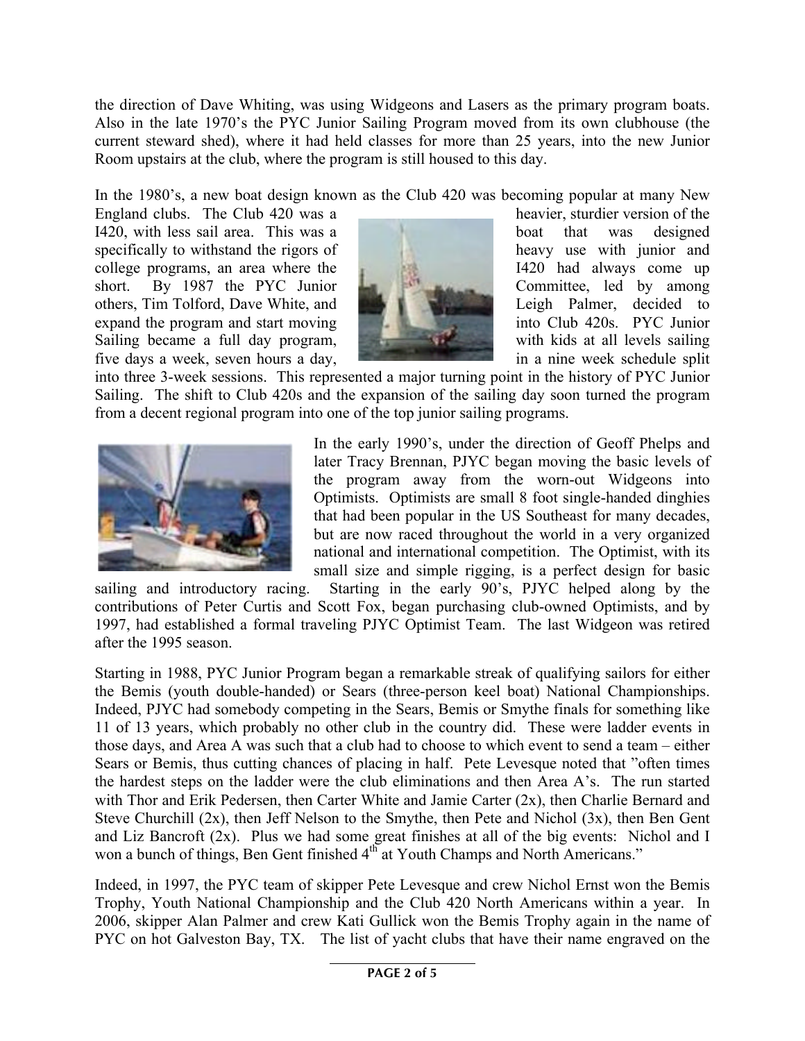the direction of Dave Whiting, was using Widgeons and Lasers as the primary program boats. Also in the late 1970's the PYC Junior Sailing Program moved from its own clubhouse (the current steward shed), where it had held classes for more than 25 years, into the new Junior Room upstairs at the club, where the program is still housed to this day.

In the 1980's, a new boat design known as the Club 420 was becoming popular at many New England clubs. The Club 420 was a heavier, sturdier version of the I420, with less sail area. This was a boat that was designed specifically to withstand the rigors of heavy use with junior and college programs, an area where the I420 had always come up short. By 1987 the PYC Junior Committee, led by among others, Tim Tolford, Dave White, and Leigh Palmer, decided to expand the program and start moving into Club 420s. PYC Junior Sailing became a full day program, with kids at all levels sailing five days a week, seven hours a day, in a nine week schedule split into three 3-week sessions. This represented a major turning point in the history of PYC Junior Sailing. The shift to Club 420s and the expansion of the sailing day soon turned the program from a decent regional program into one of the top junior sailing programs.

In the early 1990's, under the direction of Geoff Phelps and later Tracy Brennan, PJYC began moving the basic levels of the program away from the worn-out Widgeons into Optimists. Optimists are small 8 foot single-handed dinghies that had been popular in the US Southeast for many decades, but are now raced throughout the world in a very organized national and international competition. The Optimist, with its small size and simple rigging, is a perfect design for basic sailing and introductory racing. Starting in the early 90's, PJYC helped along by the contributions of Peter Curtis and Scott Fox, began purchasing club-owned Optimists, and by 1997, had established a formal traveling PJYC Optimist Team. The last Widgeon was retired after the 1995 season.

Starting in 1988, PYC Junior Program began a remarkable streak of qualifying sailors for either the Bemis (youth double-handed) or Sears (three-person keel boat) National Championships. Indeed, PJYC had somebody competing in the Sears, Bemis or Smythe finals for something like 11 of 13 years, which probably no other club in the country did. These were ladder events in those days, and Area A was such that a club had to choose to which event to send a team – either Sears or Bemis, thus cutting chances of placing in half. Pete Levesque noted that "often times the hardest steps on the ladder were the club eliminations and then Area A's. The run started with Thor and Erik Pedersen, then Carter White and Jamie Carter (2x), then Charlie Bernard and Steve Churchill (2x), then Jeff Nelson to the Smythe, then Pete and Nichol (3x), then Ben Gent and Liz Bancroft (2x). Plus we had some great finishes at all of the big events: Nichol and I won a bunch of things, Ben Gent finished 4th at Youth Champs and North Americans."

Indeed, in 1997, the PYC team of skipper Pete Levesque and crew Nichol Ernst won the Bemis Trophy, Youth National Championship and the Club 420 North Americans within a year. In 2006, skipper Alan Palmer and crew Kati Gullick won the Bemis Trophy again in the name of PYC on hot Galveston Bay, TX. The list of yacht clubs that have their name engraved on the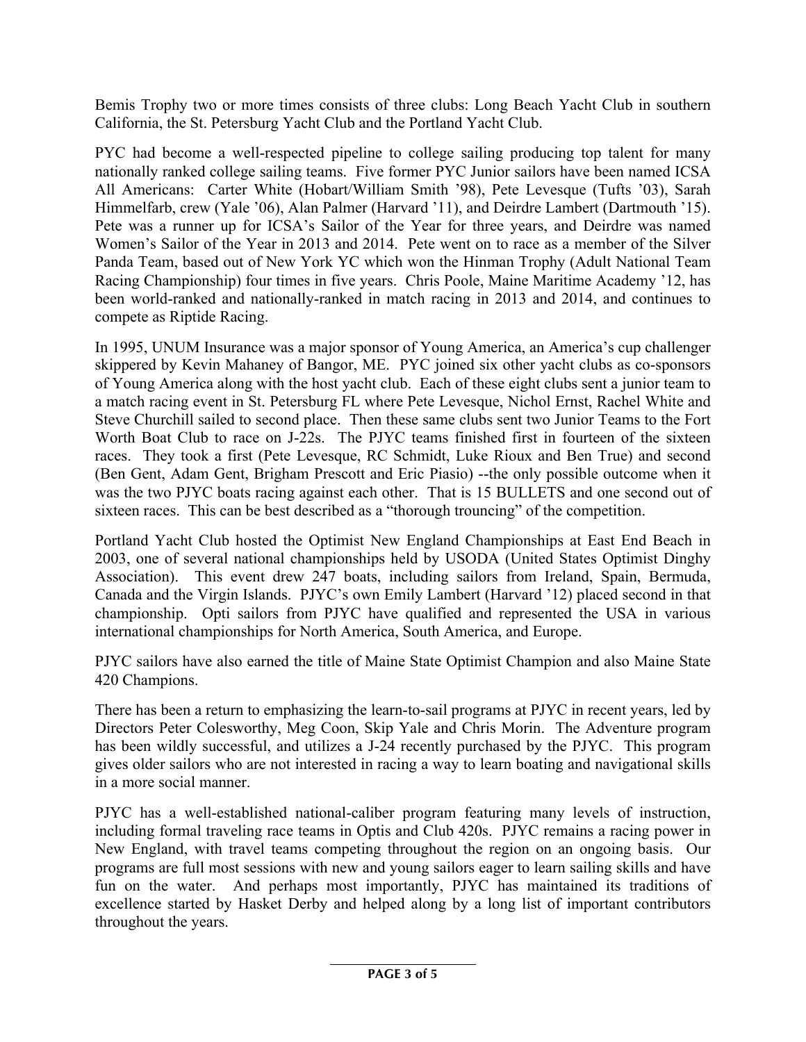Bemis Trophy two or more times consists of three clubs: Long Beach Yacht Club in southern California, the St. Petersburg Yacht Club and the Portland Yacht Club.

PYC had become a well-respected pipeline to college sailing producing top talent for many nationally ranked college sailing teams. Five former PYC Junior sailors have been named ICSA All Americans: Carter White (Hobart/William Smith '98), Pete Levesque (Tufts '03), Sarah Himmelfarb, crew (Yale '06), Alan Palmer (Harvard '11), and Deirdre Lambert (Dartmouth '15). Pete was a runner up for ICSA's Sailor of the Year for three years, and Deirdre was named Women's Sailor of the Year in 2013 and 2014. Pete went on to race as a member of the Silver Panda Team, based out of New York YC which won the Hinman Trophy (Adult National Team Racing Championship) four times in five years. Chris Poole, Maine Maritime Academy '12, has been world-ranked and nationally-ranked in match racing in 2013 and 2014, and continues to compete as Riptide Racing.

In 1995, UNUM Insurance was a major sponsor of Young America, an America's cup challenger skippered by Kevin Mahaney of Bangor, ME. PYC joined six other yacht clubs as co-sponsors of Young America along with the host yacht club. Each of these eight clubs sent a junior team to a match racing event in St. Petersburg FL where Pete Levesque, Nichol Ernst, Rachel White and Steve Churchill sailed to second place. Then these same clubs sent two Junior Teams to the Fort Worth Boat Club to race on J-22s. The PJYC teams finished first in fourteen of the sixteen races. They took a first (Pete Levesque, RC Schmidt, Luke Rioux and Ben True) and second (Ben Gent, Adam Gent, Brigham Prescott and Eric Piasio) --the only possible outcome when it was the two PJYC boats racing against each other. That is 15 BULLETS and one second out of sixteen races. This can be best described as a "thorough trouncing" of the competition.

Portland Yacht Club hosted the Optimist New England Championships at East End Beach in 2003, one of several national championships held by USODA (United States Optimist Dinghy Association). This event drew 247 boats, including sailors from Ireland, Spain, Bermuda, Canada and the Virgin Islands. PJYC's own Emily Lambert (Harvard '12) placed second in that championship. Opti sailors from PJYC have qualified and represented the USA in various international championships for North America, South America, and Europe.

PJYC sailors have also earned the title of Maine State Optimist Champion and also Maine State 420 Champions.

There has been a return to emphasizing the learn-to-sail programs at PJYC in recent years, led by Directors Peter Colesworthy, Meg Coon, Skip Yale and Chris Morin. The Adventure program has been wildly successful, and utilizes a J-24 recently purchased by the PJYC. This program gives older sailors who are not interested in racing a way to learn boating and navigational skills in a more social manner.

PJYC has a well-established national-caliber program featuring many levels of instruction, including formal traveling race teams in Optis and Club 420s. PJYC remains a racing power in New England, with travel teams competing throughout the region on an ongoing basis. Our programs are full most sessions with new and young sailors eager to learn sailing skills and have fun on the water. And perhaps most importantly, PJYC has maintained its traditions of excellence started by Hasket Derby and helped along by a long list of important contributors throughout the years.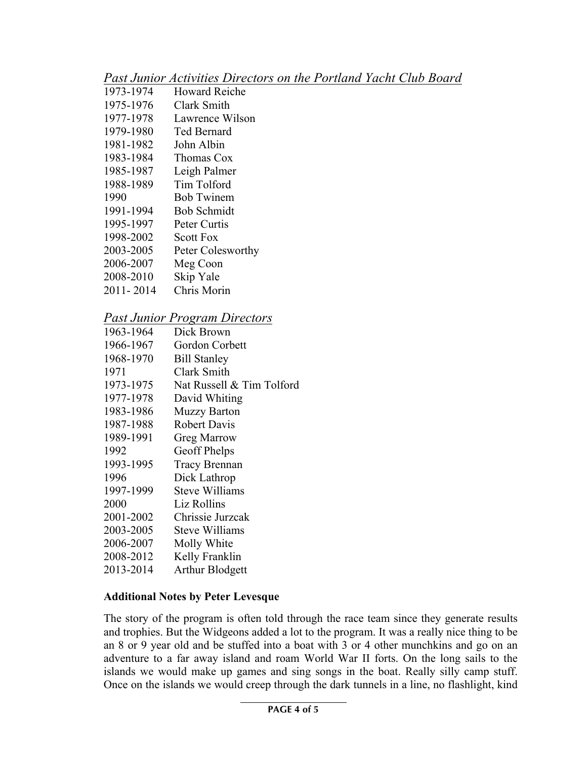*<u>Past Junior Activities Directors on the Portland Yacht Club Board</u>*

| | |
|---|---|
| 1973-1974 | Howard Reiche |
| 1975-1976 | Clark Smith |
| 1977-1978 | Lawrence Wilson |
| 1979-1980 | Ted Bernard |
| 1981-1982 | John Albin |
| 1983-1984 | Thomas Cox |
| 1985-1987 | Leigh Palmer |
| 1988-1989 | Tim Tolford |
| 1990 | Bob Twinem |
| 1991-1994 | Bob Schmidt |
| 1995-1997 | Peter Curtis |
| 1998-2002 | Scott Fox |
| 2003-2005 | Peter Colesworthy |
| 2006-2007 | Meg Coon |
| 2008-2010 | Skip Yale |
| 2011- 2014 | Chris Morin |

*<u>Past Junior Program Directors</u>*

| | |
|---|---|
| 1963-1964 | Dick Brown |
| 1966-1967 | Gordon Corbett |
| 1968-1970 | Bill Stanley |
| 1971 | Clark Smith |
| 1973-1975 | Nat Russell & Tim Tolford |
| 1977-1978 | David Whiting |
| 1983-1986 | Muzzy Barton |
| 1987-1988 | Robert Davis |
| 1989-1991 | Greg Marrow |
| 1992 | Geoff Phelps |
| 1993-1995 | Tracy Brennan |
| 1996 | Dick Lathrop |
| 1997-1999 | Steve Williams |
| 2000 | Liz Rollins |
| 2001-2002 | Chrissie Jurzcak |
| 2003-2005 | Steve Williams |
| 2006-2007 | Molly White |
| 2008-2012 | Kelly Franklin |
| 2013-2014 | Arthur Blodgett |

**Additional Notes by Peter Levesque**

The story of the program is often told through the race team since they generate results and trophies. But the Widgeons added a lot to the program. It was a really nice thing to be an 8 or 9 year old and be stuffed into a boat with 3 or 4 other munchkins and go on an adventure to a far away island and roam World War II forts. On the long sails to the islands we would make up games and sing songs in the boat. Really silly camp stuff. Once on the islands we would creep through the dark tunnels in a line, no flashlight, kind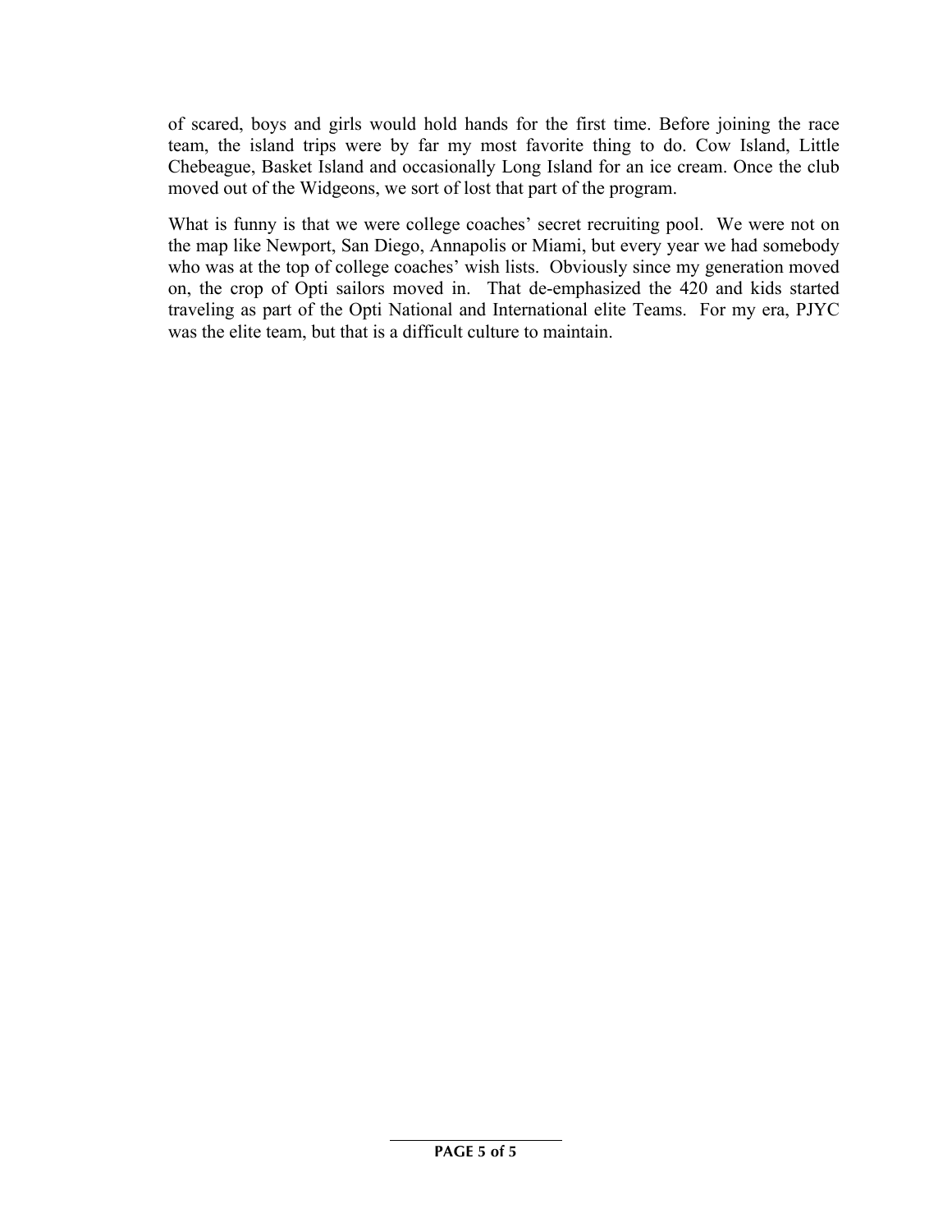of scared, boys and girls would hold hands for the first time. Before joining the race team, the island trips were by far my most favorite thing to do. Cow Island, Little Chebeague, Basket Island and occasionally Long Island for an ice cream. Once the club moved out of the Widgeons, we sort of lost that part of the program.

What is funny is that we were college coaches' secret recruiting pool. We were not on the map like Newport, San Diego, Annapolis or Miami, but every year we had somebody who was at the top of college coaches' wish lists. Obviously since my generation moved on, the crop of Opti sailors moved in. That de-emphasized the 420 and kids started traveling as part of the Opti National and International elite Teams. For my era, PJYC was the elite team, but that is a difficult culture to maintain.